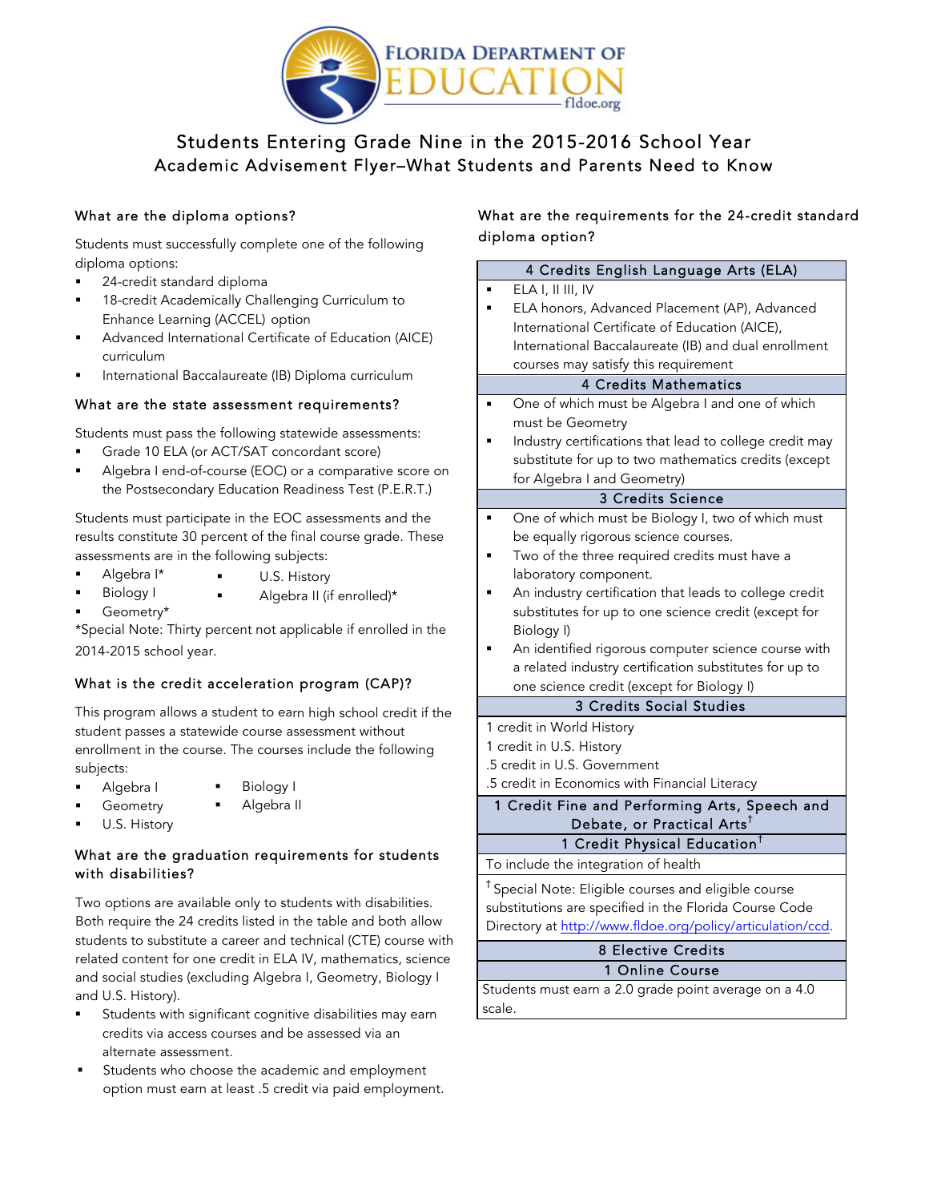# Students Entering Grade Nine in the 2015-2016 School Year

## Academic Advisement Flyer–What Students and Parents Need to Know

### What are the diploma options?

Students must successfully complete one of the following diploma options:

- 24-credit standard diploma
- 18-credit Academically Challenging Curriculum to Enhance Learning (ACCEL) option
- Advanced International Certificate of Education (AICE) curriculum
- International Baccalaureate (IB) Diploma curriculum

### What are the state assessment requirements?

Students must pass the following statewide assessments:

- Grade 10 ELA (or ACT/SAT concordant score)
- Algebra I end-of-course (EOC) or a comparative score on the Postsecondary Education Readiness Test (P.E.R.T.)

Students must participate in the EOC assessments and the results constitute 30 percent of the final course grade. These assessments are in the following subjects:

- Algebra I*
- Biology I
- Geometry*
- U.S. History
- Algebra II (if enrolled)*

*Special Note: Thirty percent not applicable if enrolled in the 2014-2015 school year.

### What is the credit acceleration program (CAP)?

This program allows a student to earn high school credit if the student passes a statewide course assessment without enrollment in the course. The courses include the following subjects:

- Algebra I
- Geometry
- U.S. History
- Biology I
- Algebra II

### What are the graduation requirements for students with disabilities?

Two options are available only to students with disabilities. Both require the 24 credits listed in the table and both allow students to substitute a career and technical (CTE) course with related content for one credit in ELA IV, mathematics, science and social studies (excluding Algebra I, Geometry, Biology I and U.S. History).

- Students with significant cognitive disabilities may earn credits via access courses and be assessed via an alternate assessment.
- Students who choose the academic and employment option must earn at least .5 credit via paid employment.

### What are the requirements for the 24-credit standard diploma option?

| |
|---|
| **4 Credits English Language Arts (ELA)** |
| ▪ ELA I, II III, IV<br>▪ ELA honors, Advanced Placement (AP), Advanced International Certificate of Education (AICE), International Baccalaureate (IB) and dual enrollment courses may satisfy this requirement |
| **4 Credits Mathematics** |
| ▪ One of which must be Algebra I and one of which must be Geometry<br>▪ Industry certifications that lead to college credit may substitute for up to two mathematics credits (except for Algebra I and Geometry) |
| **3 Credits Science** |
| ▪ One of which must be Biology I, two of which must be equally rigorous science courses.<br>▪ Two of the three required credits must have a laboratory component.<br>▪ An industry certification that leads to college credit substitutes for up to one science credit (except for Biology I)<br>▪ An identified rigorous computer science course with a related industry certification substitutes for up to one science credit (except for Biology I) |
| **3 Credits Social Studies** |
| 1 credit in World History<br>1 credit in U.S. History<br>.5 credit in U.S. Government<br>.5 credit in Economics with Financial Literacy |
| **1 Credit Fine and Performing Arts, Speech and Debate, or Practical Arts†** |
| **1 Credit Physical Education†** |
| To include the integration of health |
| † Special Note: Eligible courses and eligible course substitutions are specified in the Florida Course Code Directory at http://www.fldoe.org/policy/articulation/ccd. |
| **8 Elective Credits** |
| **1 Online Course** |
| Students must earn a 2.0 grade point average on a 4.0 scale. |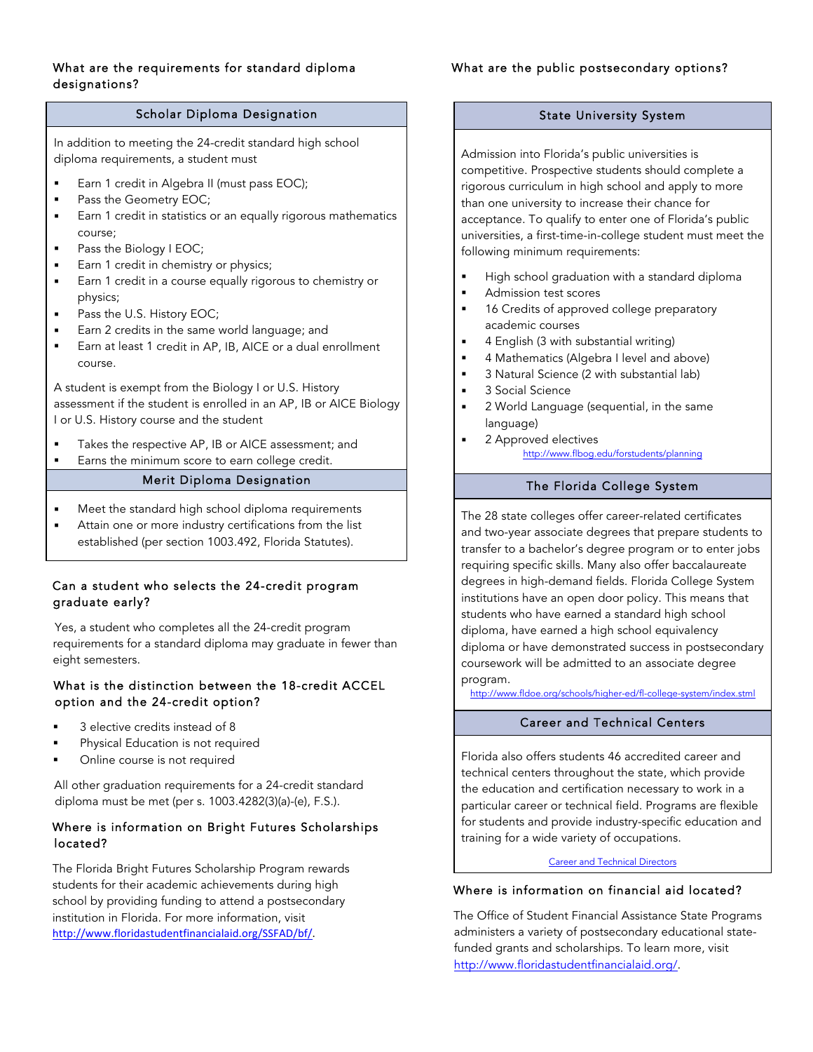## What are the requirements for standard diploma designations?

### Scholar Diploma Designation

In addition to meeting the 24-credit standard high school diploma requirements, a student must

- Earn 1 credit in Algebra II (must pass EOC);
- Pass the Geometry EOC;
- Earn 1 credit in statistics or an equally rigorous mathematics course;
- Pass the Biology I EOC;
- Earn 1 credit in chemistry or physics;
- Earn 1 credit in a course equally rigorous to chemistry or physics;
- Pass the U.S. History EOC;
- Earn 2 credits in the same world language; and
- Earn at least 1 credit in AP, IB, AICE or a dual enrollment course.

A student is exempt from the Biology I or U.S. History assessment if the student is enrolled in an AP, IB or AICE Biology I or U.S. History course and the student

- Takes the respective AP, IB or AICE assessment; and
- Earns the minimum score to earn college credit.

### Merit Diploma Designation

- Meet the standard high school diploma requirements
- Attain one or more industry certifications from the list established (per section 1003.492, Florida Statutes).

## Can a student who selects the 24-credit program graduate early?

Yes, a student who completes all the 24-credit program requirements for a standard diploma may graduate in fewer than eight semesters.

## What is the distinction between the 18-credit ACCEL option and the 24-credit option?

- 3 elective credits instead of 8
- Physical Education is not required
- Online course is not required

All other graduation requirements for a 24-credit standard diploma must be met (per s. 1003.4282(3)(a)-(e), F.S.).

## Where is information on Bright Futures Scholarships located?

The Florida Bright Futures Scholarship Program rewards students for their academic achievements during high school by providing funding to attend a postsecondary institution in Florida. For more information, visit http://www.floridastudentfinancialaid.org/SSFAD/bf/.

## What are the public postsecondary options?

### State University System

Admission into Florida's public universities is competitive. Prospective students should complete a rigorous curriculum in high school and apply to more than one university to increase their chance for acceptance. To qualify to enter one of Florida's public universities, a first-time-in-college student must meet the following minimum requirements:

- High school graduation with a standard diploma
- Admission test scores
- 16 Credits of approved college preparatory academic courses
- 4 English (3 with substantial writing)
- 4 Mathematics (Algebra I level and above)
- 3 Natural Science (2 with substantial lab)
- 3 Social Science
- 2 World Language (sequential, in the same language)
- 2 Approved electives

http://www.flbog.edu/forstudents/planning

### The Florida College System

The 28 state colleges offer career-related certificates and two-year associate degrees that prepare students to transfer to a bachelor's degree program or to enter jobs requiring specific skills. Many also offer baccalaureate degrees in high-demand fields. Florida College System institutions have an open door policy. This means that students who have earned a standard high school diploma, have earned a high school equivalency diploma or have demonstrated success in postsecondary coursework will be admitted to an associate degree program.

http://www.fldoe.org/schools/higher-ed/fl-college-system/index.stml

### Career and Technical Centers

Florida also offers students 46 accredited career and technical centers throughout the state, which provide the education and certification necessary to work in a particular career or technical field. Programs are flexible for students and provide industry-specific education and training for a wide variety of occupations.

Career and Technical Directors

## Where is information on financial aid located?

The Office of Student Financial Assistance State Programs administers a variety of postsecondary educational state-funded grants and scholarships. To learn more, visit http://www.floridastudentfinancialaid.org/.